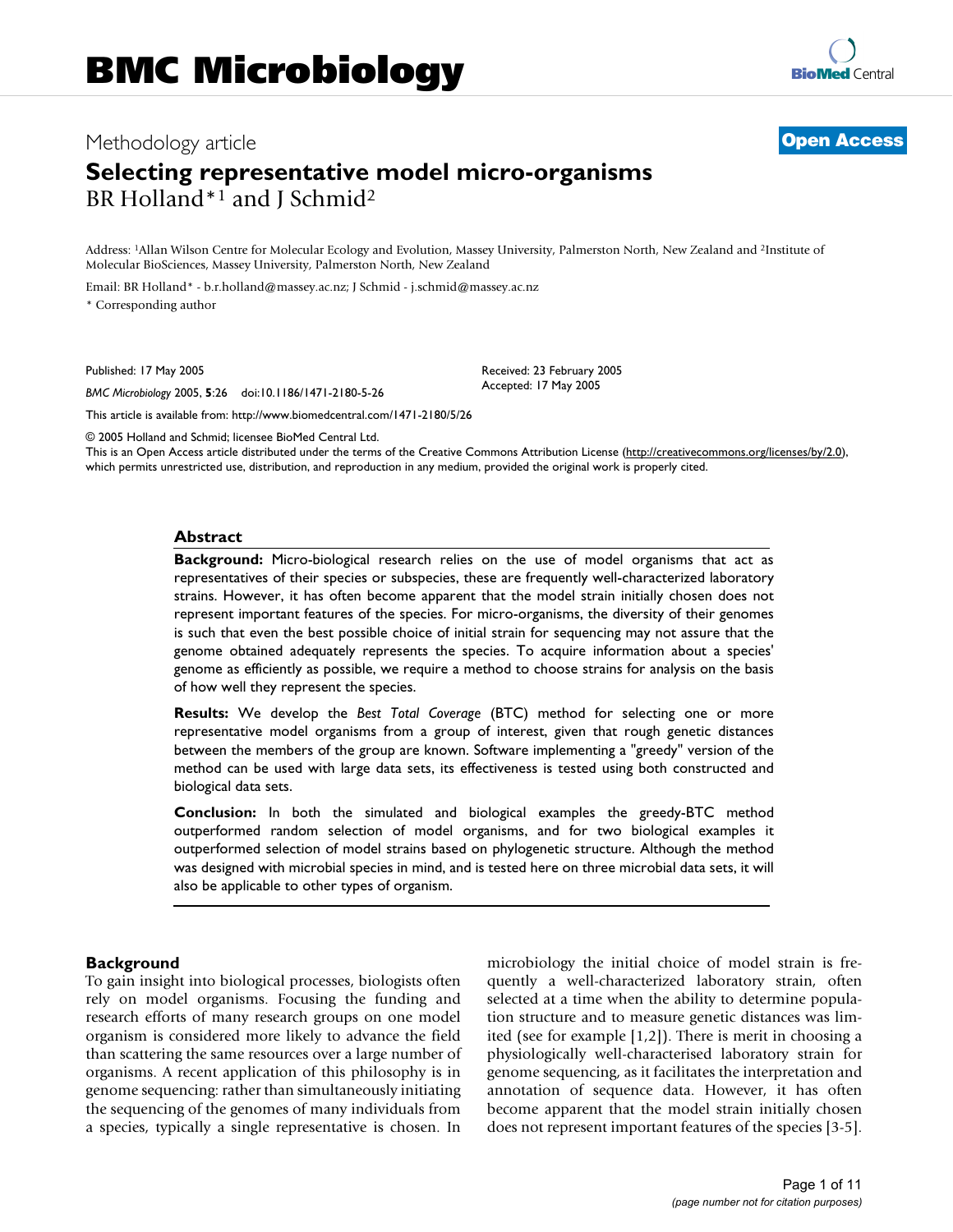# BMC Microbiology

Methodology article

**Open Access**

## Selecting representative model micro-organisms

BR Holland*[1] and J Schmid[2]

Address: [1]Allan Wilson Centre for Molecular Ecology and Evolution, Massey University, Palmerston North, New Zealand and [2]Institute of Molecular BioSciences, Massey University, Palmerston North, New Zealand

Email: BR Holland* - b.r.holland@massey.ac.nz; J Schmid - j.schmid@massey.ac.nz

\* Corresponding author

Published: 17 May 2005

*BMC Microbiology* 2005, **5**:26 doi:10.1186/1471-2180-5-26

Received: 23 February 2005
Accepted: 17 May 2005

This article is available from: http://www.biomedcentral.com/1471-2180/5/26

© 2005 Holland and Schmid; licensee BioMed Central Ltd.
This is an Open Access article distributed under the terms of the Creative Commons Attribution License (http://creativecommons.org/licenses/by/2.0), which permits unrestricted use, distribution, and reproduction in any medium, provided the original work is properly cited.

### Abstract

**Background:** Micro-biological research relies on the use of model organisms that act as representatives of their species or subspecies, these are frequently well-characterized laboratory strains. However, it has often become apparent that the model strain initially chosen does not represent important features of the species. For micro-organisms, the diversity of their genomes is such that even the best possible choice of initial strain for sequencing may not assure that the genome obtained adequately represents the species. To acquire information about a species' genome as efficiently as possible, we require a method to choose strains for analysis on the basis of how well they represent the species.

**Results:** We develop the *Best Total Coverage* (BTC) method for selecting one or more representative model organisms from a group of interest, given that rough genetic distances between the members of the group are known. Software implementing a "greedy" version of the method can be used with large data sets, its effectiveness is tested using both constructed and biological data sets.

**Conclusion:** In both the simulated and biological examples the greedy-BTC method outperformed random selection of model organisms, and for two biological examples it outperformed selection of model strains based on phylogenetic structure. Although the method was designed with microbial species in mind, and is tested here on three microbial data sets, it will also be applicable to other types of organism.

## Background

To gain insight into biological processes, biologists often rely on model organisms. Focusing the funding and research efforts of many research groups on one model organism is considered more likely to advance the field than scattering the same resources over a large number of organisms. A recent application of this philosophy is in genome sequencing: rather than simultaneously initiating the sequencing of the genomes of many individuals from a species, typically a single representative is chosen. In microbiology the initial choice of model strain is frequently a well-characterized laboratory strain, often selected at a time when the ability to determine population structure and to measure genetic distances was limited (see for example [1,2]). There is merit in choosing a physiologically well-characterised laboratory strain for genome sequencing, as it facilitates the interpretation and annotation of sequence data. However, it has often become apparent that the model strain initially chosen does not represent important features of the species [3-5].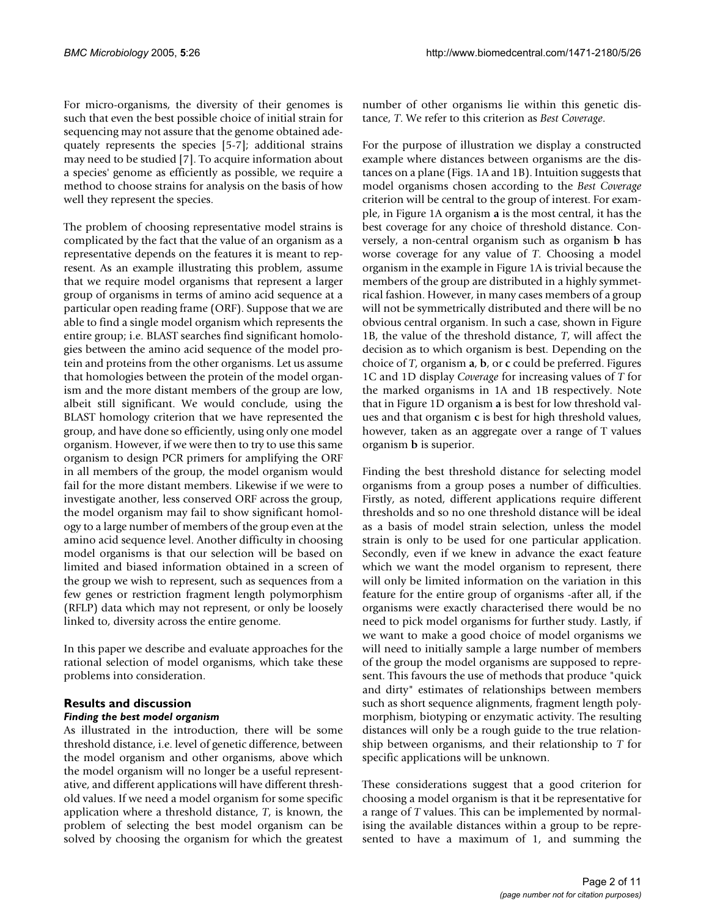For micro-organisms, the diversity of their genomes is such that even the best possible choice of initial strain for sequencing may not assure that the genome obtained adequately represents the species [5-7]; additional strains may need to be studied [7]. To acquire information about a species' genome as efficiently as possible, we require a method to choose strains for analysis on the basis of how well they represent the species.

The problem of choosing representative model strains is complicated by the fact that the value of an organism as a representative depends on the features it is meant to represent. As an example illustrating this problem, assume that we require model organisms that represent a larger group of organisms in terms of amino acid sequence at a particular open reading frame (ORF). Suppose that we are able to find a single model organism which represents the entire group; i.e. BLAST searches find significant homologies between the amino acid sequence of the model protein and proteins from the other organisms. Let us assume that homologies between the protein of the model organism and the more distant members of the group are low, albeit still significant. We would conclude, using the BLAST homology criterion that we have represented the group, and have done so efficiently, using only one model organism. However, if we were then to try to use this same organism to design PCR primers for amplifying the ORF in all members of the group, the model organism would fail for the more distant members. Likewise if we were to investigate another, less conserved ORF across the group, the model organism may fail to show significant homology to a large number of members of the group even at the amino acid sequence level. Another difficulty in choosing model organisms is that our selection will be based on limited and biased information obtained in a screen of the group we wish to represent, such as sequences from a few genes or restriction fragment length polymorphism (RFLP) data which may not represent, or only be loosely linked to, diversity across the entire genome.

In this paper we describe and evaluate approaches for the rational selection of model organisms, which take these problems into consideration.

## Results and discussion

### *Finding the best model organism*

As illustrated in the introduction, there will be some threshold distance, i.e. level of genetic difference, between the model organism and other organisms, above which the model organism will no longer be a useful representative, and different applications will have different threshold values. If we need a model organism for some specific application where a threshold distance, $T$, is known, the problem of selecting the best model organism can be solved by choosing the organism for which the greatest number of other organisms lie within this genetic distance, $T$. We refer to this criterion as *Best Coverage*.

For the purpose of illustration we display a constructed example where distances between organisms are the distances on a plane (Figs. 1A and 1B). Intuition suggests that model organisms chosen according to the *Best Coverage* criterion will be central to the group of interest. For example, in Figure 1A organism **a** is the most central, it has the best coverage for any choice of threshold distance. Conversely, a non-central organism such as organism **b** has worse coverage for any value of $T$. Choosing a model organism in the example in Figure 1A is trivial because the members of the group are distributed in a highly symmetrical fashion. However, in many cases members of a group will not be symmetrically distributed and there will be no obvious central organism. In such a case, shown in Figure 1B, the value of the threshold distance, $T$, will affect the decision as to which organism is best. Depending on the choice of $T$, organism **a**, **b**, or **c** could be preferred. Figures 1C and 1D display *Coverage* for increasing values of $T$ for the marked organisms in 1A and 1B respectively. Note that in Figure 1D organism **a** is best for low threshold values and that organism **c** is best for high threshold values, however, taken as an aggregate over a range of T values organism **b** is superior.

Finding the best threshold distance for selecting model organisms from a group poses a number of difficulties. Firstly, as noted, different applications require different thresholds and so no one threshold distance will be ideal as a basis of model strain selection, unless the model strain is only to be used for one particular application. Secondly, even if we knew in advance the exact feature which we want the model organism to represent, there will only be limited information on the variation in this feature for the entire group of organisms -after all, if the organisms were exactly characterised there would be no need to pick model organisms for further study. Lastly, if we want to make a good choice of model organisms we will need to initially sample a large number of members of the group the model organisms are supposed to represent. This favours the use of methods that produce "quick and dirty" estimates of relationships between members such as short sequence alignments, fragment length polymorphism, biotyping or enzymatic activity. The resulting distances will only be a rough guide to the true relationship between organisms, and their relationship to $T$ for specific applications will be unknown.

These considerations suggest that a good criterion for choosing a model organism is that it be representative for a range of $T$ values. This can be implemented by normalising the available distances within a group to be represented to have a maximum of 1, and summing the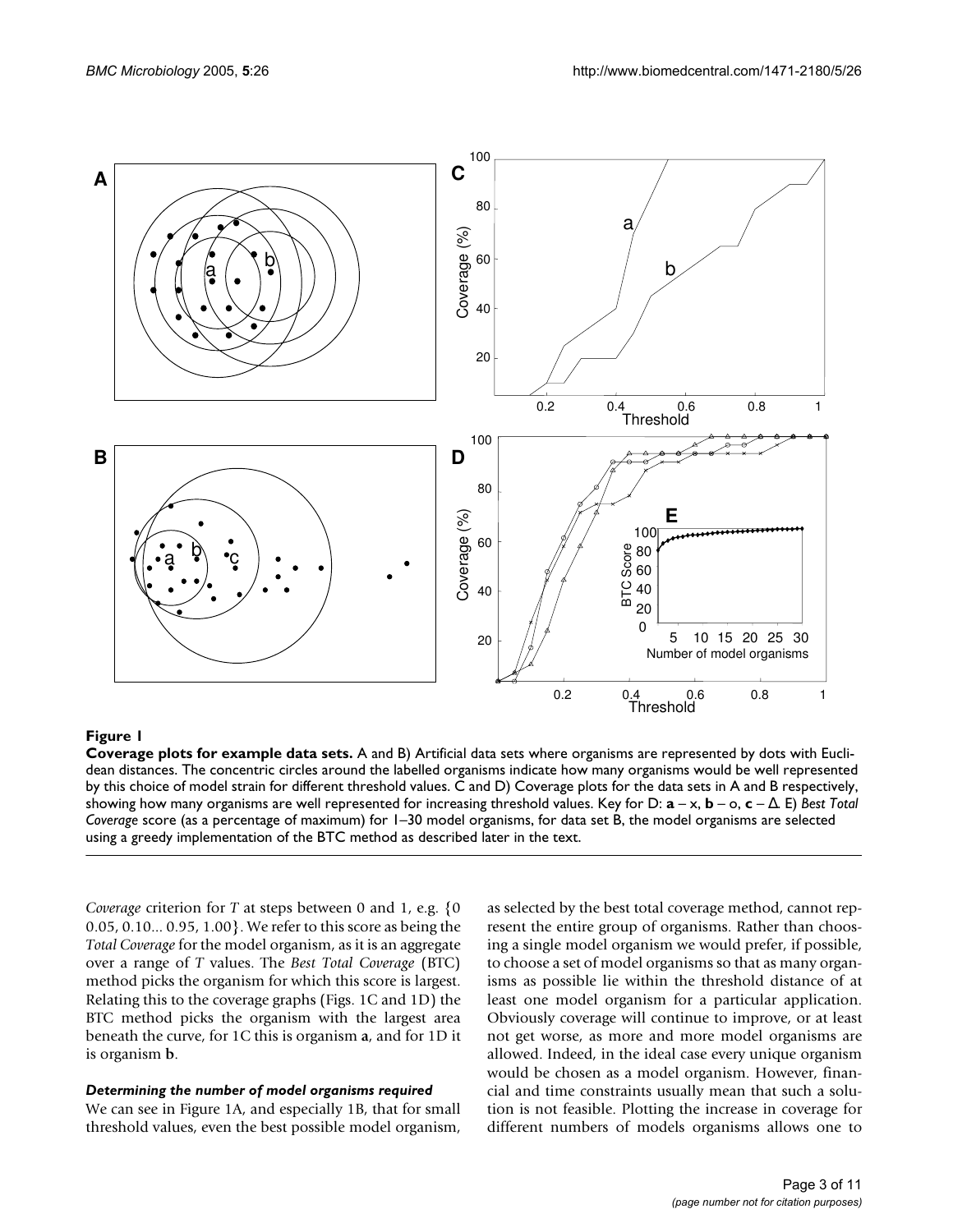**Figure 1**

**Coverage plots for example data sets.** A and B) Artificial data sets where organisms are represented by dots with Euclidean distances. The concentric circles around the labelled organisms indicate how many organisms would be well represented by this choice of model strain for different threshold values. C and D) Coverage plots for the data sets in A and B respectively, showing how many organisms are well represented for increasing threshold values. Key for D: **a** – x, **b** – o, **c** – Δ. E) *Best Total Coverage* score (as a percentage of maximum) for 1–30 model organisms, for data set B, the model organisms are selected using a greedy implementation of the BTC method as described later in the text.

*Coverage* criterion for $T$ at steps between 0 and 1, e.g. {0 0.05, 0.10... 0.95, 1.00}. We refer to this score as being the *Total Coverage* for the model organism, as it is an aggregate over a range of $T$ values. The *Best Total Coverage* (BTC) method picks the organism for which this score is largest. Relating this to the coverage graphs (Figs. 1C and 1D) the BTC method picks the organism with the largest area beneath the curve, for 1C this is organism **a**, and for 1D it is organism **b**.

### *Determining the number of model organisms required*

We can see in Figure 1A, and especially 1B, that for small threshold values, even the best possible model organism, as selected by the best total coverage method, cannot represent the entire group of organisms. Rather than choosing a single model organism we would prefer, if possible, to choose a set of model organisms so that as many organisms as possible lie within the threshold distance of at least one model organism for a particular application. Obviously coverage will continue to improve, or at least not get worse, as more and more model organisms are allowed. Indeed, in the ideal case every unique organism would be chosen as a model organism. However, financial and time constraints usually mean that such a solution is not feasible. Plotting the increase in coverage for different numbers of models organisms allows one to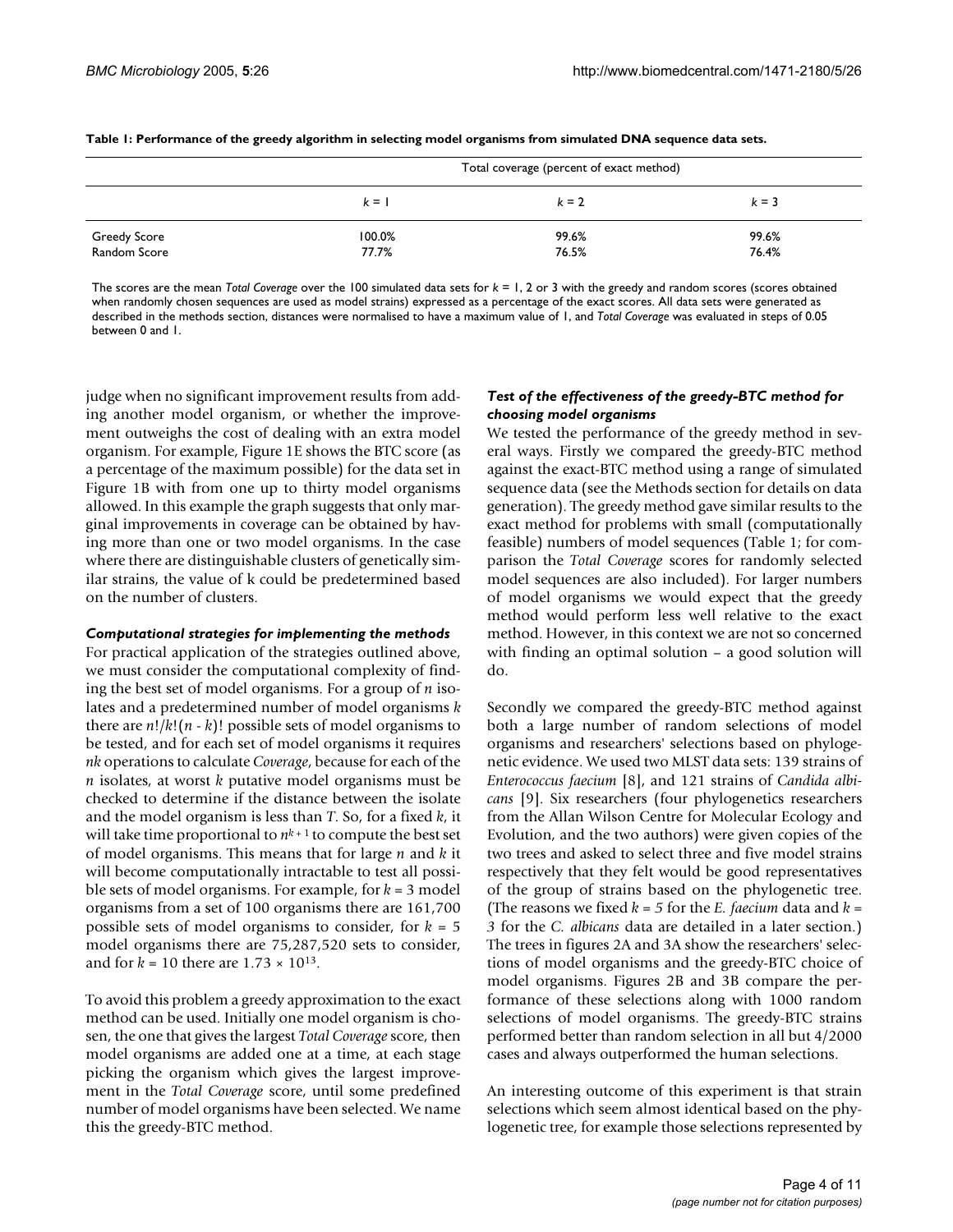**Table 1: Performance of the greedy algorithm in selecting model organisms from simulated DNA sequence data sets.**

| | Total coverage (percent of exact method) | | |
|---|---|---|---|
| | $k = 1$ | $k = 2$ | $k = 3$ |
| Greedy Score | 100.0% | 99.6% | 99.6% |
| Random Score | 77.7% | 76.5% | 76.4% |

The scores are the mean *Total Coverage* over the 100 simulated data sets for $k = 1$, 2 or 3 with the greedy and random scores (scores obtained when randomly chosen sequences are used as model strains) expressed as a percentage of the exact scores. All data sets were generated as described in the methods section, distances were normalised to have a maximum value of 1, and *Total Coverage* was evaluated in steps of 0.05 between 0 and 1.

judge when no significant improvement results from adding another model organism, or whether the improvement outweighs the cost of dealing with an extra model organism. For example, Figure 1E shows the BTC score (as a percentage of the maximum possible) for the data set in Figure 1B with from one up to thirty model organisms allowed. In this example the graph suggests that only marginal improvements in coverage can be obtained by having more than one or two model organisms. In the case where there are distinguishable clusters of genetically similar strains, the value of k could be predetermined based on the number of clusters.

### *Computational strategies for implementing the methods*

For practical application of the strategies outlined above, we must consider the computational complexity of finding the best set of model organisms. For a group of $n$ isolates and a predetermined number of model organisms $k$ there are $n!/k!(n - k)!$ possible sets of model organisms to be tested, and for each set of model organisms it requires $nk$ operations to calculate *Coverage*, because for each of the $n$ isolates, at worst $k$ putative model organisms must be checked to determine if the distance between the isolate and the model organism is less than $T$. So, for a fixed $k$, it will take time proportional to $n^{k+1}$ to compute the best set of model organisms. This means that for large $n$ and $k$ it will become computationally intractable to test all possible sets of model organisms. For example, for $k = 3$ model organisms from a set of 100 organisms there are 161,700 possible sets of model organisms to consider, for $k = 5$ model organisms there are 75,287,520 sets to consider, and for $k = 10$ there are $1.73 \times 10^{13}$.

To avoid this problem a greedy approximation to the exact method can be used. Initially one model organism is chosen, the one that gives the largest *Total Coverage* score, then model organisms are added one at a time, at each stage picking the organism which gives the largest improvement in the *Total Coverage* score, until some predefined number of model organisms have been selected. We name this the greedy-BTC method.

### *Test of the effectiveness of the greedy-BTC method for choosing model organisms*

We tested the performance of the greedy method in several ways. Firstly we compared the greedy-BTC method against the exact-BTC method using a range of simulated sequence data (see the Methods section for details on data generation). The greedy method gave similar results to the exact method for problems with small (computationally feasible) numbers of model sequences (Table 1; for comparison the *Total Coverage* scores for randomly selected model sequences are also included). For larger numbers of model organisms we would expect that the greedy method would perform less well relative to the exact method. However, in this context we are not so concerned with finding an optimal solution – a good solution will do.

Secondly we compared the greedy-BTC method against both a large number of random selections of model organisms and researchers' selections based on phylogenetic evidence. We used two MLST data sets: 139 strains of *Enterococcus faecium* [8], and 121 strains of *Candida albicans* [9]. Six researchers (four phylogenetics researchers from the Allan Wilson Centre for Molecular Ecology and Evolution, and the two authors) were given copies of the two trees and asked to select three and five model strains respectively that they felt would be good representatives of the group of strains based on the phylogenetic tree. (The reasons we fixed $k = 5$ for the *E. faecium* data and $k = 3$ for the *C. albicans* data are detailed in a later section.) The trees in figures 2A and 3A show the researchers' selections of model organisms and the greedy-BTC choice of model organisms. Figures 2B and 3B compare the performance of these selections along with 1000 random selections of model organisms. The greedy-BTC performed better than random selection in all but 4/2000 cases and always outperformed the human selections.

An interesting outcome of this experiment is that strain selections which seem almost identical based on the phylogenetic tree, for example those selections represented by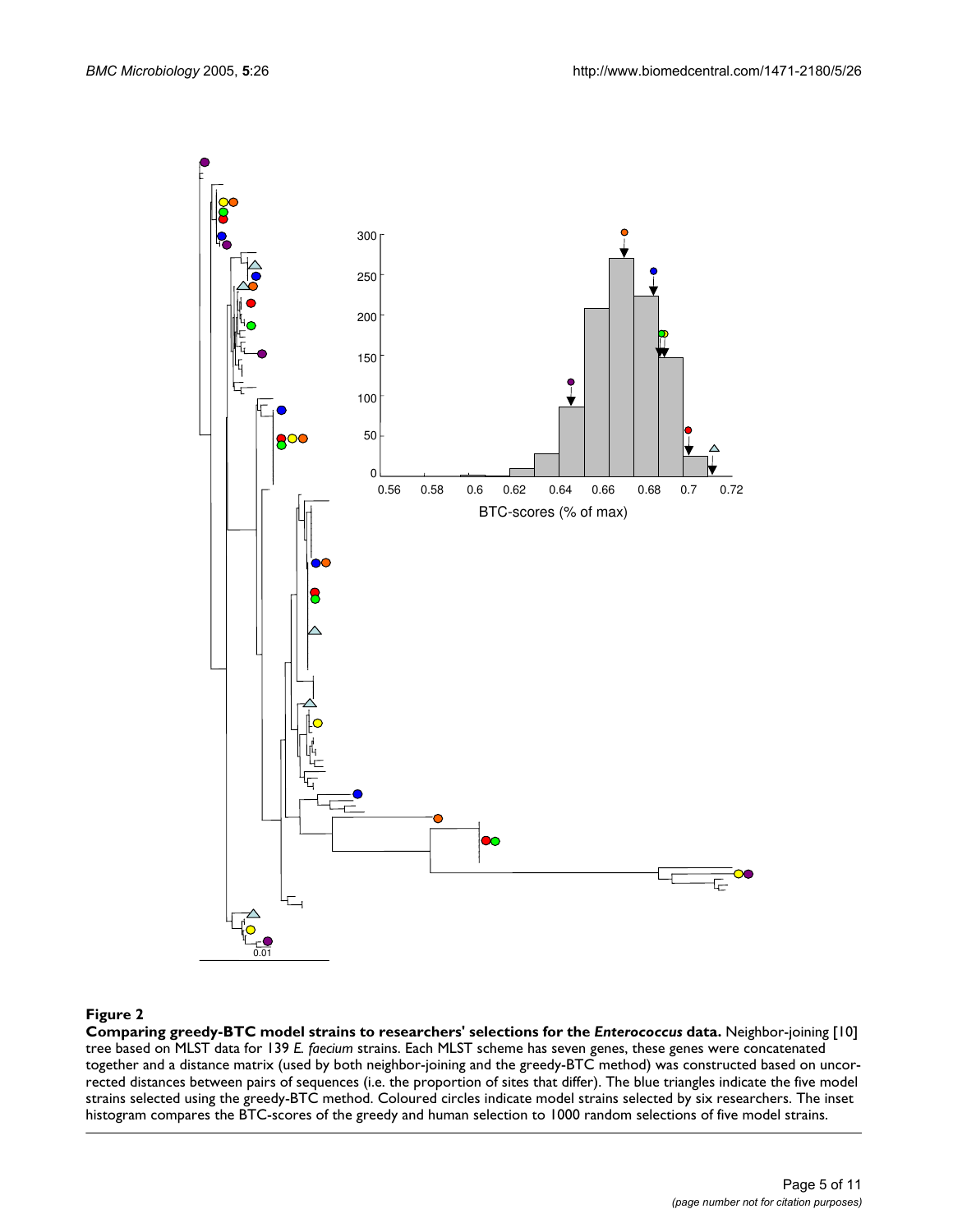**Figure 2**

**Comparing greedy-BTC model strains to researchers' selections for the *Enterococcus* data.** Neighbor-joining [10] tree based on MLST data for 139 *E. faecium* strains. Each MLST scheme has seven genes, these genes were concatenated together and a distance matrix (used by both neighbor-joining and the greedy-BTC method) was constructed based on uncorrected distances between pairs of sequences (i.e. the proportion of sites that differ). The blue triangles indicate the five model strains selected using the greedy-BTC method. Coloured circles indicate model strains selected by six researchers. The inset histogram compares the BTC-scores of the greedy and human selection to 1000 random selections of five model strains.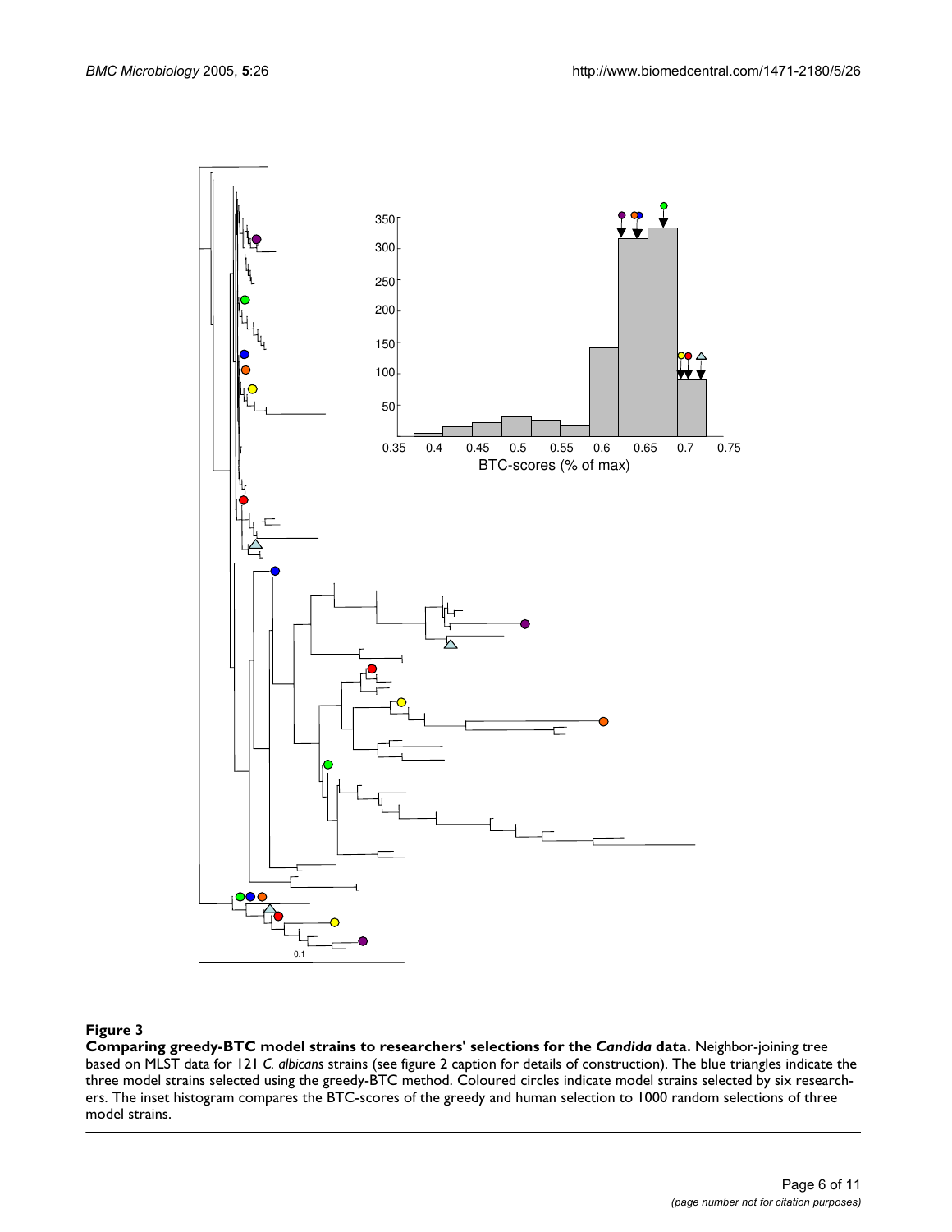**Figure 3**

**Comparing greedy-BTC model strains to researchers' selections for the *Candida* data.** Neighbor-joining tree based on MLST data for 121 *C. albicans* strains (see figure 2 caption for details of construction). The blue triangles indicate the three model strains selected using the greedy-BTC method. Coloured circles indicate model strains selected by six researchers. The inset histogram compares the BTC-scores of the greedy and human selection to 1000 random selections of three model strains.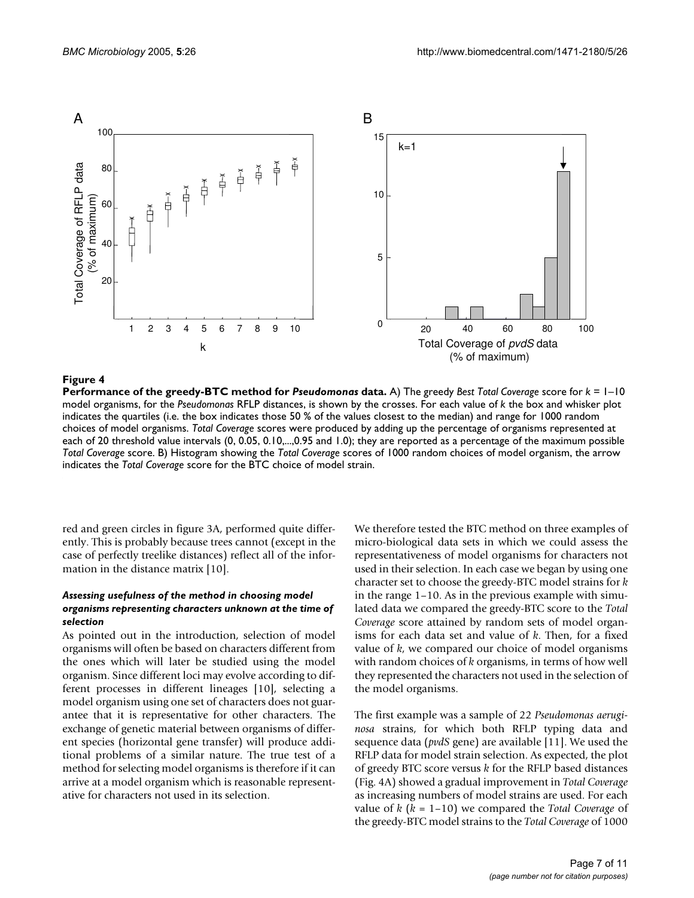**Figure 4**

**Performance of the greedy-BTC method for *Pseudomonas* data.** A) The greedy *Best Total Coverage* score for $k$ = 1–10 model organisms, for the *Pseudomonas* RFLP distances, is shown by the crosses. For each value of $k$ the box and whisker plot indicates the quartiles (i.e. the box indicates those 50 % of the values closest to the median) and range for 1000 random choices of model organisms. *Total Coverage* scores were produced by adding up the percentage of organisms represented at each of 20 threshold value intervals (0, 0.05, 0.10,...,0.95 and 1.0); they are reported as a percentage of the maximum possible *Total Coverage* score. B) Histogram showing the *Total Coverage* scores of 1000 random choices of model organism, the arrow indicates the *Total Coverage* score for the BTC choice of model strain.

red and green circles in figure 3A, performed quite differently. This is probably because trees cannot (except in the case of perfectly treelike distances) reflect all of the information in the distance matrix [10].

#### *Assessing usefulness of the method in choosing model organisms representing characters unknown at the time of selection*

As pointed out in the introduction, selection of model organisms will often be based on characters different from the ones which will later be studied using the model organism. Since different loci may evolve according to different processes in different lineages [10], selecting a model organism using one set of characters does not guarantee that it is representative for other characters. The exchange of genetic material between organisms of different species (horizontal gene transfer) will produce additional problems of a similar nature. The true test of a method for selecting model organisms is therefore if it can arrive at a model organism which is reasonable representative for characters not used in its selection.

We therefore tested the BTC method on three examples of micro-biological data sets in which we could assess the representativeness of model organisms for characters not used in their selection. In each case we began by using one character set to choose the greedy-BTC model strains for $k$ in the range 1–10. As in the previous example with simulated data we compared the greedy-BTC score to the *Total Coverage* score attained by random sets of model organisms for each data set and value of $k$. Then, for a fixed value of $k$, we compared our choice of model organisms with random choices of $k$ organisms, in terms of how well they represented the characters not used in the selection of the model organisms.

The first example was a sample of 22 *Pseudomonas aeruginosa* strains, for which both RFLP typing data and sequence data (*pvdS* gene) are available [11]. We used the RFLP data for model strain selection. As expected, the plot of greedy BTC score versus $k$ for the RFLP based distances (Fig. 4A) showed a gradual improvement in *Total Coverage* as increasing numbers of model strains are used. For each value of $k$ ($k$ = 1–10) we compared the *Total Coverage* of the greedy-BTC model strains to the *Total Coverage* of 1000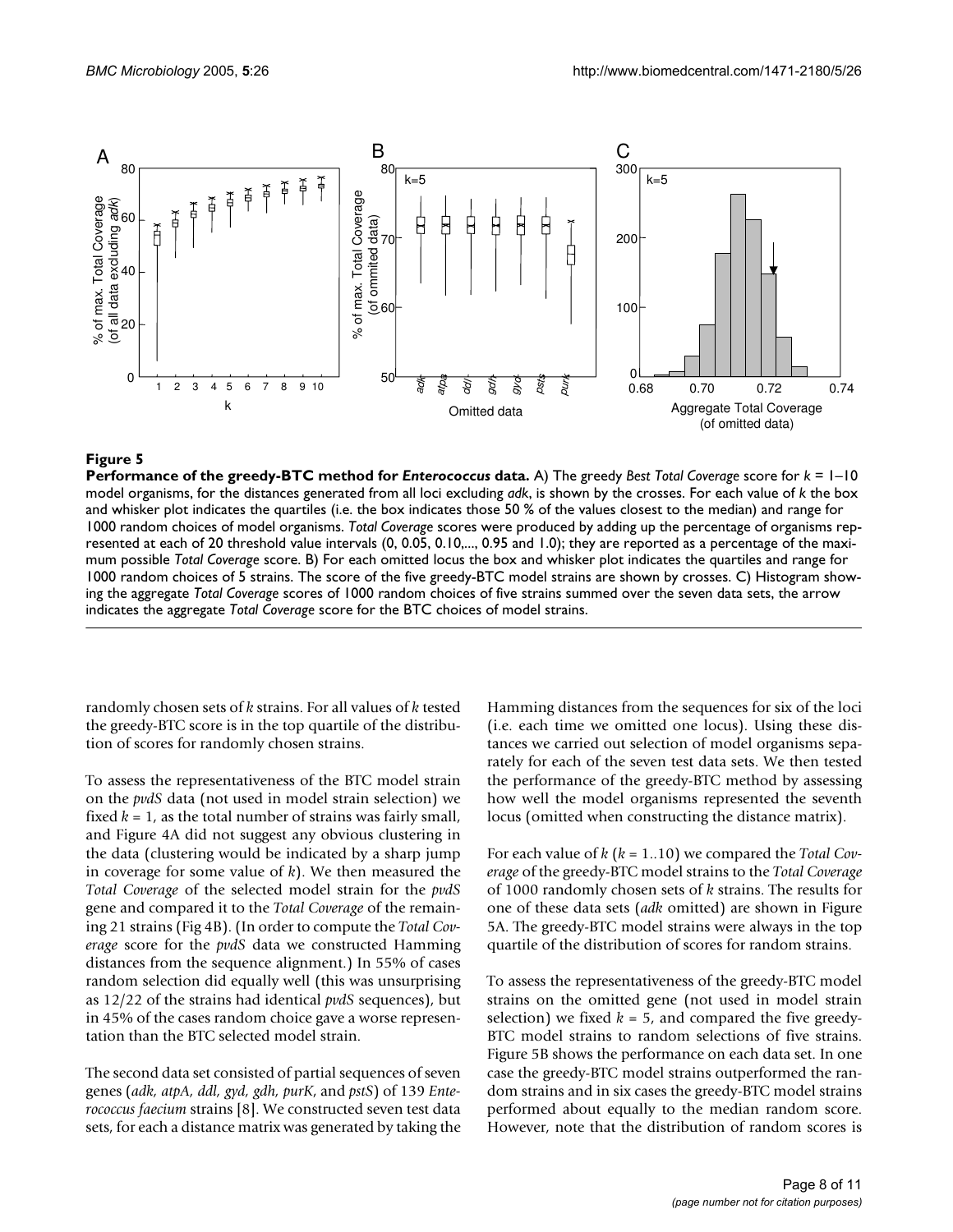**Figure 5**

**Performance of the greedy-BTC method for *Enterococcus* data.** A) The greedy *Best Total Coverage* score for $k$ = 1–10 model organisms, for the distances generated from all loci excluding *adk*, is shown by the crosses. For each value of $k$ the box and whisker plot indicates the quartiles (i.e. the box indicates those 50 % of the values closest to the median) and range for 1000 random choices of model organisms. *Total Coverage* scores were produced by adding up the percentage of organisms represented at each of 20 threshold value intervals (0, 0.05, 0.10,..., 0.95 and 1.0); they are reported as a percentage of the maximum possible *Total Coverage* score. B) For each omitted locus the box and whisker plot indicates the quartiles and range for 1000 random choices of 5 strains. The score of the five greedy-BTC model strains are shown by crosses. C) Histogram showing the aggregate *Total Coverage* scores of 1000 random choices of five strains summed over the seven data sets, the arrow indicates the aggregate *Total Coverage* score for the BTC choices of model strains.

randomly chosen sets of $k$ strains. For all values of $k$ tested the greedy-BTC score is in the top quartile of the distribution of scores for randomly chosen strains.

To assess the representativeness of the BTC model strain on the *pvdS* data (not used in model strain selection) we fixed $k$ = 1, as the total number of strains was fairly small, and Figure 4A did not suggest any obvious clustering in the data (clustering would be indicated by a sharp jump in coverage for some value of $k$). We then measured the *Total Coverage* of the selected model strain for the *pvdS* gene and compared it to the *Total Coverage* of the remaining 21 strains (Fig 4B). (In order to compute the *Total Coverage* score for the *pvdS* data we constructed Hamming distances from the sequence alignment.) In 55% of cases random selection did equally well (this was unsurprising as 12/22 of the strains had identical *pvdS* sequences), but in 45% of the cases random choice gave a worse representation than the BTC selected model strain.

The second data set consisted of partial sequences of seven genes (*adk, atpA, ddl, gyd, gdh, purK*, and *pstS*) of 139 *Enterococcus faecium* strains [8]. We constructed seven test data sets, for each a distance matrix was generated by taking the Hamming distances from the sequences for six of the loci (i.e. each time we omitted one locus). Using these distances we carried out selection of model organisms separately for each of the seven test data sets. We then tested the performance of the greedy-BTC method by assessing how well the model organisms represented the seventh locus (omitted when constructing the distance matrix).

For each value of $k$ ($k$ = 1..10) we compared the *Total Coverage* of the greedy-BTC model strains to the *Total Coverage* of 1000 randomly chosen sets of $k$ strains. The results for one of these data sets (*adk* omitted) are shown in Figure 5A. The greedy-BTC model strains were always in the top quartile of the distribution of scores for random strains.

To assess the representativeness of the greedy-BTC model strains on the omitted gene (not used in model strain selection) we fixed $k$ = 5, and compared the five greedy-BTC model strains to random selections of five strains. Figure 5B shows the performance on each data set. In one case the greedy-BTC model strains outperformed the random strains and in six cases the greedy-BTC model strains performed about equally to the median random score. However, note that the distribution of random scores is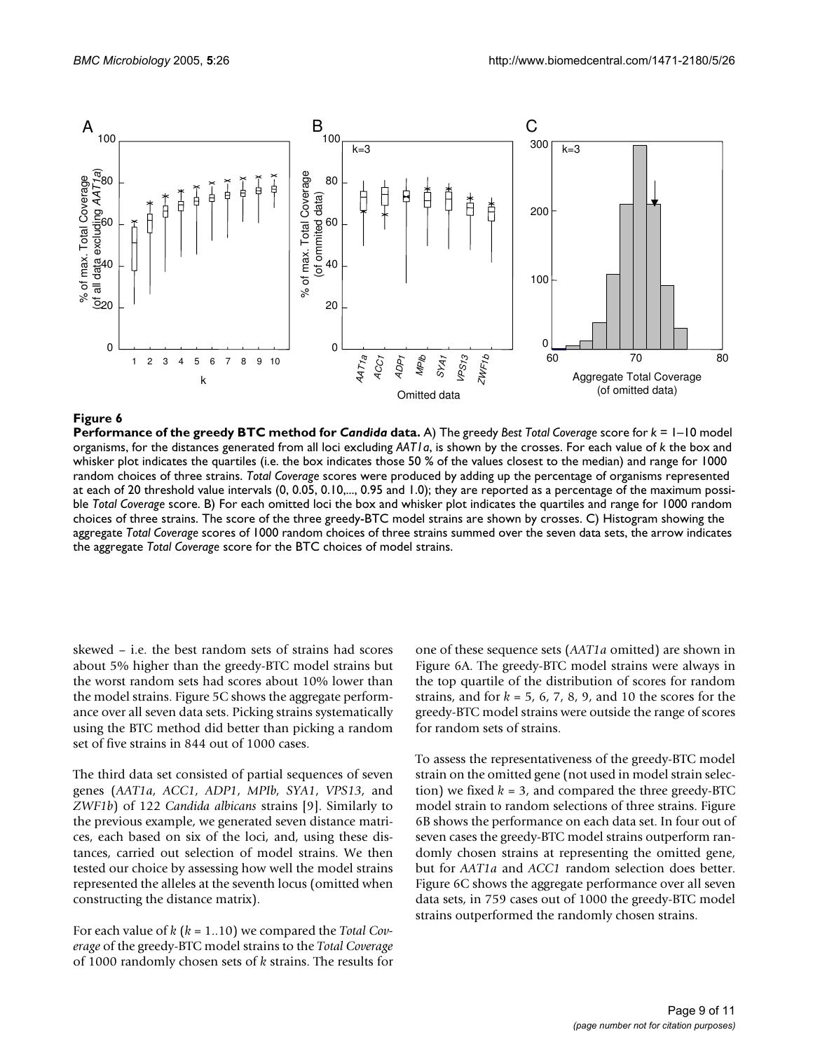**Figure 6**

**Performance of the greedy BTC method for *Candida* data.** A) The greedy *Best Total Coverage* score for $k$ = 1–10 model organisms, for the distances generated from all loci excluding *AAT1a*, is shown by the crosses. For each value of $k$ the box and whisker plot indicates the quartiles (i.e. the box indicates those 50 % of the values closest to the median) and range for 1000 random choices of three strains. *Total Coverage* scores were produced by adding up the percentage of organisms represented at each of 20 threshold value intervals (0, 0.05, 0.10,..., 0.95 and 1.0); they are reported as a percentage of the maximum possible *Total Coverage* score. B) For each omitted loci the box and whisker plot indicates the quartiles and range for 1000 random choices of three strains. The score of the three greedy-BTC model strains are shown by crosses. C) Histogram showing the aggregate *Total Coverage* scores of 1000 random choices of three strains summed over the seven data sets, the arrow indicates the aggregate *Total Coverage* score for the BTC choices of model strains.

skewed – i.e. the best random sets of strains had scores about 5% higher than the greedy-BTC model strains but the worst random sets had scores about 10% lower than the model strains. Figure 5C shows the aggregate performance over all seven data sets. Picking strains systematically using the BTC method did better than picking a random set of five strains in 844 out of 1000 cases.

The third data set consisted of partial sequences of seven genes (*AAT1a*, *ACC1*, *ADP1*, *MPIb*, *SYA1*, *VPS13*, and *ZWF1b*) of 122 *Candida albicans* strains [9]. Similarly to the previous example, we generated seven distance matrices, each based on six of the loci, and, using these distances, carried out selection of model strains. We then tested our choice by assessing how well the model strains represented the alleles at the seventh locus (omitted when constructing the distance matrix).

For each value of $k$ ($k$ = 1..10) we compared the *Total Coverage* of the greedy-BTC model strains to the *Total Coverage* of 1000 randomly chosen sets of $k$ strains. The results for one of these sequence sets (*AAT1a* omitted) are shown in Figure 6A. The greedy-BTC model strains were always in the top quartile of the distribution of scores for random strains, and for $k$ = 5, 6, 7, 8, 9, and 10 the scores for the greedy-BTC model strains were outside the range of scores for random sets of strains.

To assess the representativeness of the greedy-BTC model strain on the omitted gene (not used in model strain selection) we fixed $k$ = 3, and compared the three greedy-BTC model strain to random selections of three strains. Figure 6B shows the performance on each data set. In four out of seven cases the greedy-BTC model strains outperform randomly chosen strains at representing the omitted gene, but for *AAT1a* and *ACC1* random selection does better. Figure 6C shows the aggregate performance over all seven data sets, in 759 cases out of 1000 the greedy-BTC model strains outperformed the randomly chosen strains.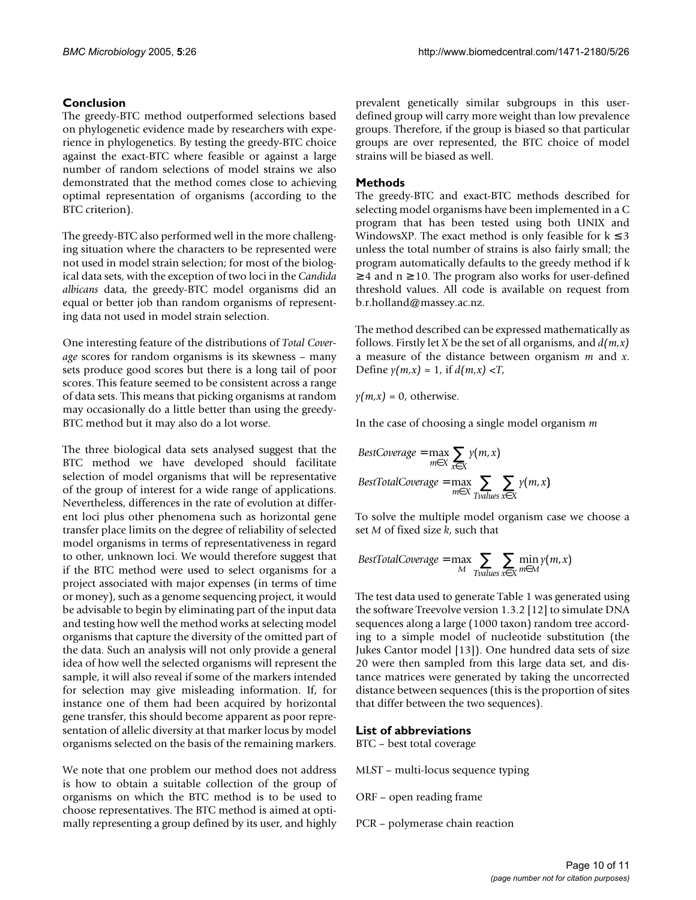## Conclusion

The greedy-BTC method outperformed selections based on phylogenetic evidence made by researchers with experience in phylogenetics. By testing the greedy-BTC choice against the exact-BTC where feasible or against a large number of random selections of model strains we also demonstrated that the method comes close to achieving optimal representation of organisms (according to the BTC criterion).

The greedy-BTC also performed well in the more challenging situation where the characters to be represented were not used in model strain selection; for most of the biological data sets, with the exception of two loci in the *Candida albicans* data, the greedy-BTC model organisms did an equal or better job than random organisms of representing data not used in model strain selection.

One interesting feature of the distributions of *Total Coverage* scores for random organisms is its skewness – many sets produce good scores but there is a long tail of poor scores. This feature seemed to be consistent across a range of data sets. This means that picking organisms at random may occasionally do a little better than using the greedy-BTC method but it may also do a lot worse.

The three biological data sets analysed suggest that the BTC method we have developed should facilitate selection of model organisms that will be representative of the group of interest for a wide range of applications. Nevertheless, differences in the rate of evolution at different loci plus other phenomena such as horizontal gene transfer place limits on the degree of reliability of selected model organisms in terms of representativeness in regard to other, unknown loci. We would therefore suggest that if the BTC method were used to select organisms for a project associated with major expenses (in terms of time or money), such as a genome sequencing project, it would be advisable to begin by eliminating part of the input data and testing how well the method works at selecting model organisms that capture the diversity of the omitted part of the data. Such an analysis will not only provide a general idea of how well the selected organisms will represent the sample, it will also reveal if some of the markers intended for selection may give misleading information. If, for instance one of them had been acquired by horizontal gene transfer, this should become apparent as poor representation of allelic diversity at that marker locus by model organisms selected on the basis of the remaining markers.

We note that one problem our method does not address is how to obtain a suitable collection of the group of organisms on which the BTC method is to be used to choose representatives. The BTC method is aimed at optimally representing a group defined by its user, and highly prevalent genetically similar subgroups in this user-defined group will carry more weight than low prevalence groups. Therefore, if the group is biased so that particular groups are over represented, the BTC choice of model strains will be biased as well.

## Methods

The greedy-BTC and exact-BTC methods described for selecting model organisms have been implemented in a C program that has been tested using both UNIX and WindowsXP. The exact method is only feasible for $k \leq 3$ unless the total number of strains is also fairly small; the program automatically defaults to the greedy method if $k \geq 4$ and $n \geq 10$. The program also works for user-defined threshold values. All code is available on request from b.r.holland@massey.ac.nz.

The method described can be expressed mathematically as follows. Firstly let $X$ be the set of all organisms, and $d(m,x)$ a measure of the distance between organism $m$ and $x$. Define $\gamma(m,x) = 1$, if $d(m,x) < T$,

$\gamma(m,x) = 0$, otherwise.

In the case of choosing a single model organism $m$

$$BestCoverage = \max_{m \in X} \sum_{x \in X} \gamma(m,x)$$

$$BestTotalCoverage = \max_{m \in X} \sum_{Tvalues} \sum_{x \in X} \gamma(m,x)$$

To solve the multiple model organism case we choose a set $M$ of fixed size $k$, such that

$$BestTotalCoverage = \max_{M} \sum_{Tvalues} \sum_{x \in X} \min_{m \in M} \gamma(m,x)$$

The test data used to generate Table 1 was generated using the software Treevolve version 1.3.2 [12] to simulate DNA sequences along a large (1000 taxon) random tree according to a simple model of nucleotide substitution (the Jukes Cantor model [13]). One hundred data sets of size 20 were then sampled from this large data set, and distance matrices were generated by taking the uncorrected distance between sequences (this is the proportion of sites that differ between the two sequences).

## List of abbreviations

BTC – best total coverage

MLST – multi-locus sequence typing

ORF – open reading frame

PCR – polymerase chain reaction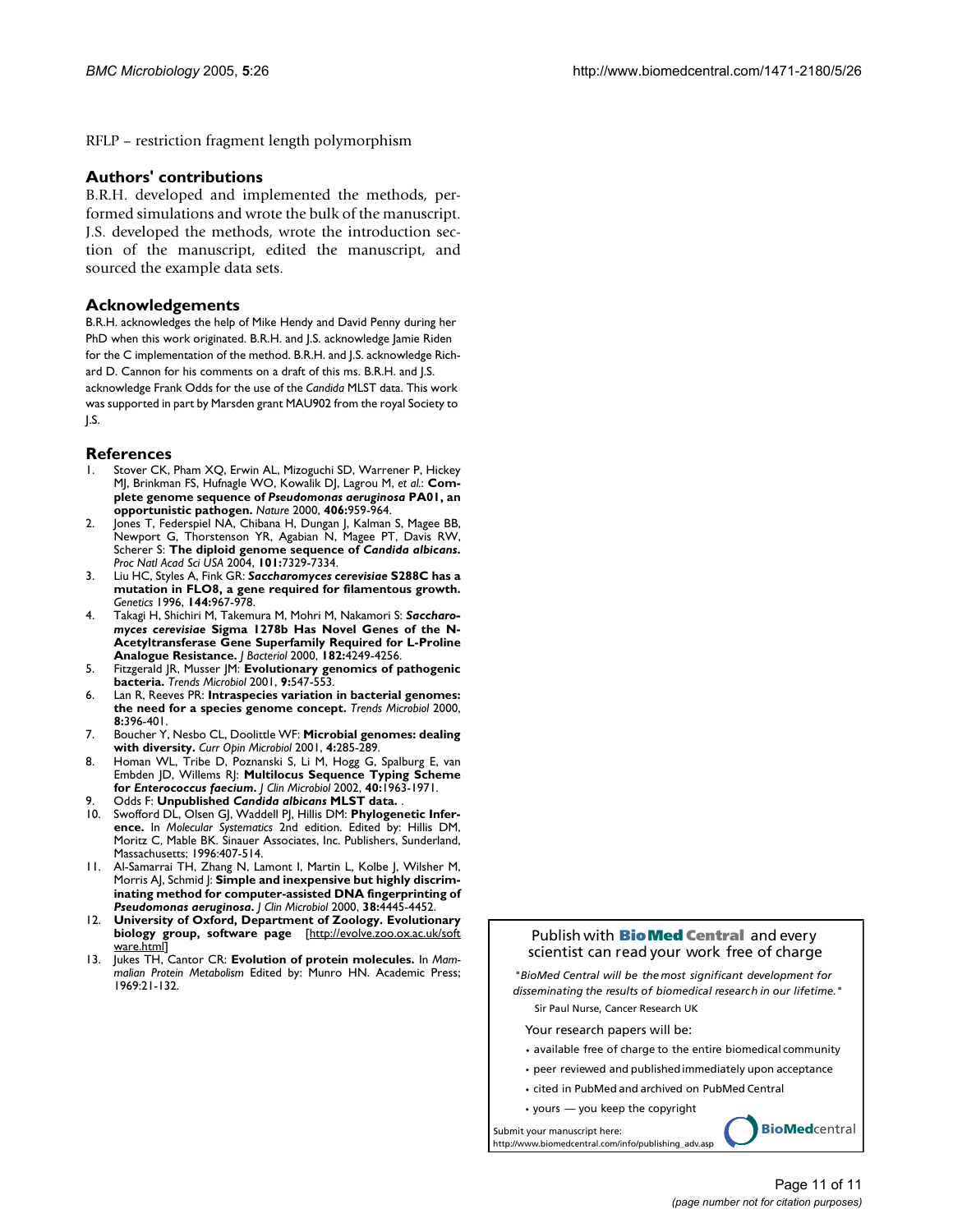RFLP – restriction fragment length polymorphism

## Authors' contributions

B.R.H. developed and implemented the methods, performed simulations and wrote the bulk of the manuscript. J.S. developed the methods, wrote the introduction section of the manuscript, edited the manuscript, and sourced the example data sets.

## Acknowledgements

B.R.H. acknowledges the help of Mike Hendy and David Penny during her PhD when this work originated. B.R.H. and J.S. acknowledge Jamie Riden for the C implementation of the method. B.R.H. and J.S. acknowledge Richard D. Cannon for his comments on a draft of this ms. B.R.H. and J.S. acknowledge Frank Odds for the use of the *Candida* MLST data. This work was supported in part by Marsden grant MAU902 from the royal Society to J.S.

## References

1. Stover CK, Pham XQ, Erwin AL, Mizoguchi SD, Warrener P, Hickey MJ, Brinkman FS, Hufnagle WO, Kowalik DJ, Lagrou M, *et al.*: **Complete genome sequence of *Pseudomonas aeruginosa* PA01, an opportunistic pathogen.** *Nature* 2000, **406:**959-964.
2. Jones T, Federspiel NA, Chibana H, Dungan J, Kalman S, Magee BB, Newport G, Thorstenson YR, Agabian N, Magee PT, Davis RW, Scherer S: **The diploid genome sequence of *Candida albicans*.** *Proc Natl Acad Sci USA* 2004, **101:**7329-7334.
3. Liu HC, Styles A, Fink GR: ***Saccharomyces cerevisiae* S288C has a mutation in FLO8, a gene required for filamentous growth.** *Genetics* 1996, **144:**967-978.
4. Takagi H, Shichiri M, Takemura M, Mohri M, Nakamori S: ***Saccharomyces cerevisiae* Sigma 1278b Has Novel Genes of the N-Acetyltransferase Gene Superfamily Required for L-Proline Analogue Resistance.** *J Bacteriol* 2000, **182:**4249-4256.
5. Fitzgerald JR, Musser JM: **Evolutionary genomics of pathogenic bacteria.** *Trends Microbiol* 2001, **9:**547-553.
6. Lan R, Reeves PR: **Intraspecies variation in bacterial genomes: the need for a species genome concept.** *Trends Microbiol* 2000, **8:**396-401.
7. Boucher Y, Nesbo CL, Doolittle WF: **Microbial genomes: dealing with diversity.** *Curr Opin Microbiol* 2001, **4:**285-289.
8. Homan WL, Tribe D, Poznanski S, Li M, Hogg G, Spalburg E, van Embden JD, Willems RJ: **Multilocus Sequence Typing Scheme for *Enterococcus faecium*.** *J Clin Microbiol* 2002, **40:**1963-1971.
9. Odds F: **Unpublished *Candida albicans* MLST data.** .
10. Swofford DL, Olsen GJ, Waddell PJ, Hillis DM: **Phylogenetic Inference.** In *Molecular Systematics* 2nd edition. Edited by: Hillis DM, Moritz C, Mable BK. Sinauer Associates, Inc. Publishers, Sunderland, Massachusetts; 1996:407-514.
11. Al-Samarrai TH, Zhang N, Lamont I, Martin L, Kolbe J, Wilsher M, Morris AJ, Schmid J: **Simple and inexpensive but highly discriminating method for computer-assisted DNA fingerprinting of *Pseudomonas aeruginosa*.** *J Clin Microbiol* 2000, **38:**4445-4452.
12. **University of Oxford, Department of Zoology. Evolutionary biology group, software page** [http://evolve.zoo.ox.ac.uk/software.html]
13. Jukes TH, Cantor CR: **Evolution of protein molecules.** In *Mammalian Protein Metabolism* Edited by: Munro HN. Academic Press; 1969:21-132.

Publish with **BioMed Central** and every scientist can read your work free of charge

*"BioMed Central will be the most significant development for disseminating the results of biomedical research in our lifetime."*

Sir Paul Nurse, Cancer Research UK

Your research papers will be:

- available free of charge to the entire biomedical community
- peer reviewed and published immediately upon acceptance
- cited in PubMed and archived on PubMed Central
- yours — you keep the copyright

Submit your manuscript here:
http://www.biomedcentral.com/info/publishing_adv.asp

BioMedcentral